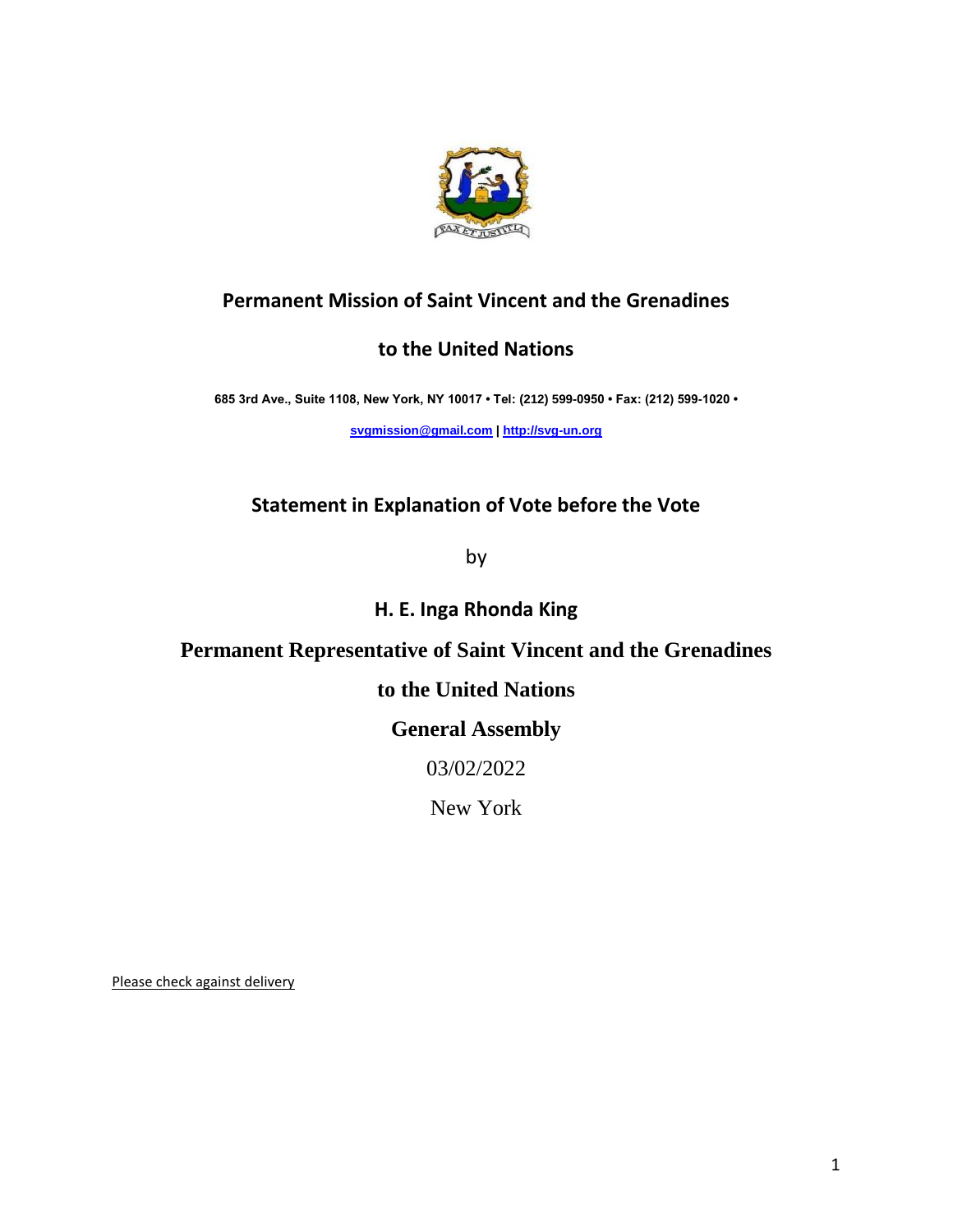# Permanent Mission of Saint Vincent and the Grenadines

# to the United Nations

**685 3rd Ave., Suite 1108, New York, NY 10017 • Tel: (212) 599-0950 • Fax: (212) 599-1020 •**

**svgmission@gmail.com | http://svg-un.org**

## Statement in Explanation of Vote before the Vote

by

**H. E. Inga Rhonda King**

**Permanent Representative of Saint Vincent and the Grenadines**

**to the United Nations**

**General Assembly**

03/02/2022

New York

Please check against delivery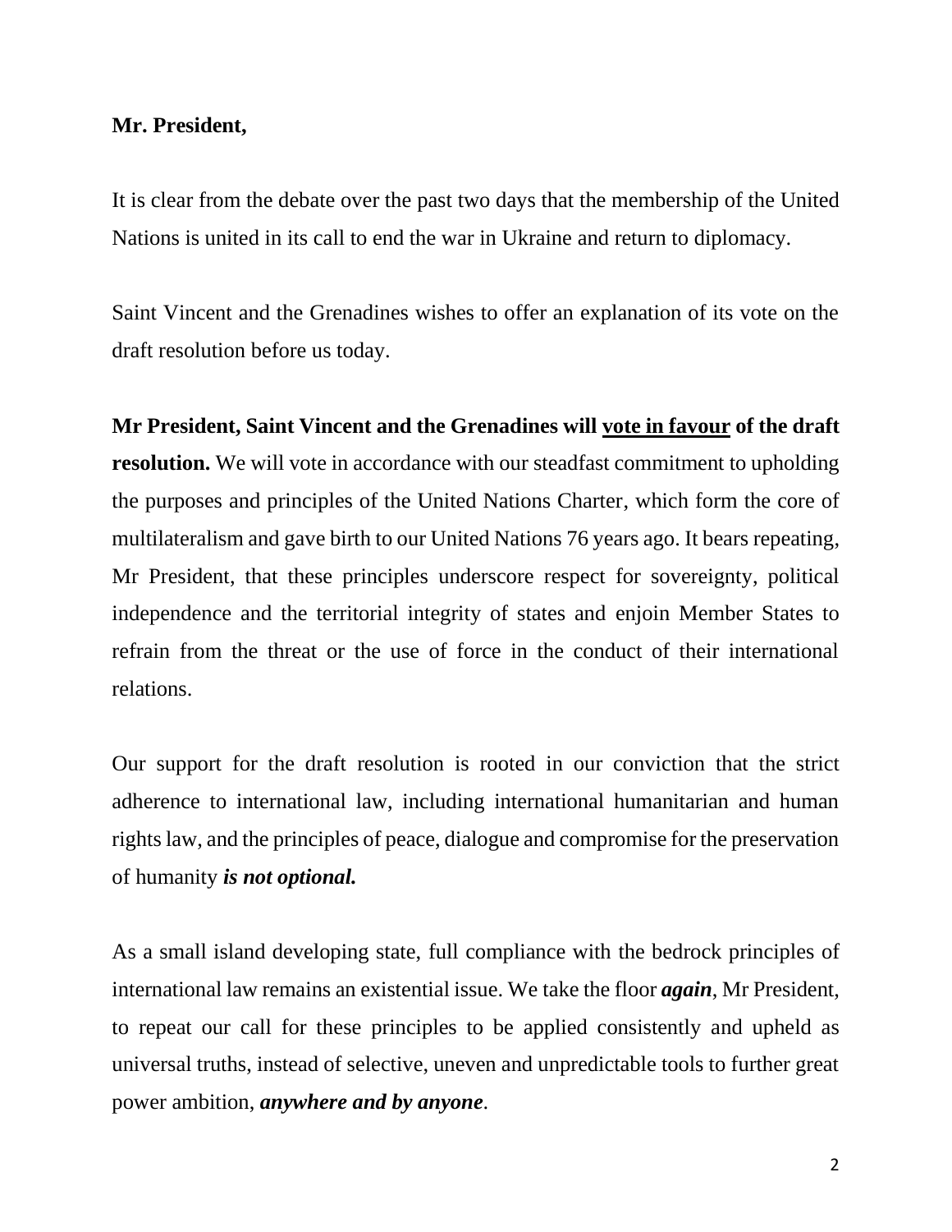**Mr. President,**

It is clear from the debate over the past two days that the membership of the United Nations is united in its call to end the war in Ukraine and return to diplomacy.

Saint Vincent and the Grenadines wishes to offer an explanation of its vote on the draft resolution before us today.

**Mr President, Saint Vincent and the Grenadines will <u>vote in favour</u> of the draft resolution.** We will vote in accordance with our steadfast commitment to upholding the purposes and principles of the United Nations Charter, which form the core of multilateralism and gave birth to our United Nations 76 years ago. It bears repeating, Mr President, that these principles underscore respect for sovereignty, political independence and the territorial integrity of states and enjoin Member States to refrain from the threat or the use of force in the conduct of their international relations.

Our support for the draft resolution is rooted in our conviction that the strict adherence to international law, including international humanitarian and human rights law, and the principles of peace, dialogue and compromise for the preservation of humanity ***is not optional.***

As a small island developing state, full compliance with the bedrock principles of international law remains an existential issue. We take the floor ***again***, Mr President, to repeat our call for these principles to be applied consistently and upheld as universal truths, instead of selective, uneven and unpredictable tools to further great power ambition, ***anywhere and by anyone***.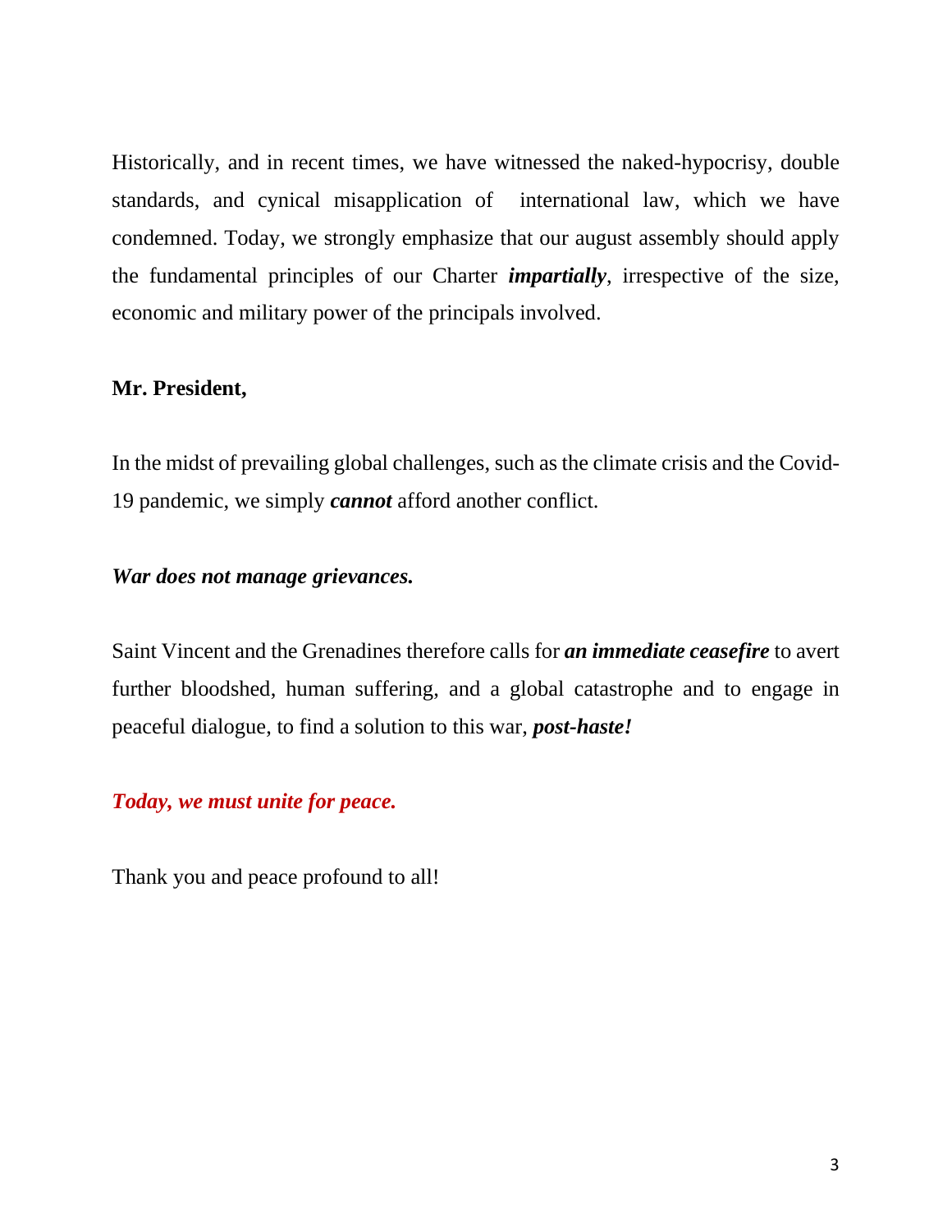Historically, and in recent times, we have witnessed the naked-hypocrisy, double standards, and cynical misapplication of international law, which we have condemned. Today, we strongly emphasize that our august assembly should apply the fundamental principles of our Charter ***impartially***, irrespective of the size, economic and military power of the principals involved.

**Mr. President,**

In the midst of prevailing global challenges, such as the climate crisis and the Covid-19 pandemic, we simply ***cannot*** afford another conflict.

***War does not manage grievances.***

Saint Vincent and the Grenadines therefore calls for ***an immediate ceasefire*** to avert further bloodshed, human suffering, and a global catastrophe and to engage in peaceful dialogue, to find a solution to this war, ***post-haste!***

***Today, we must unite for peace.***

Thank you and peace profound to all!